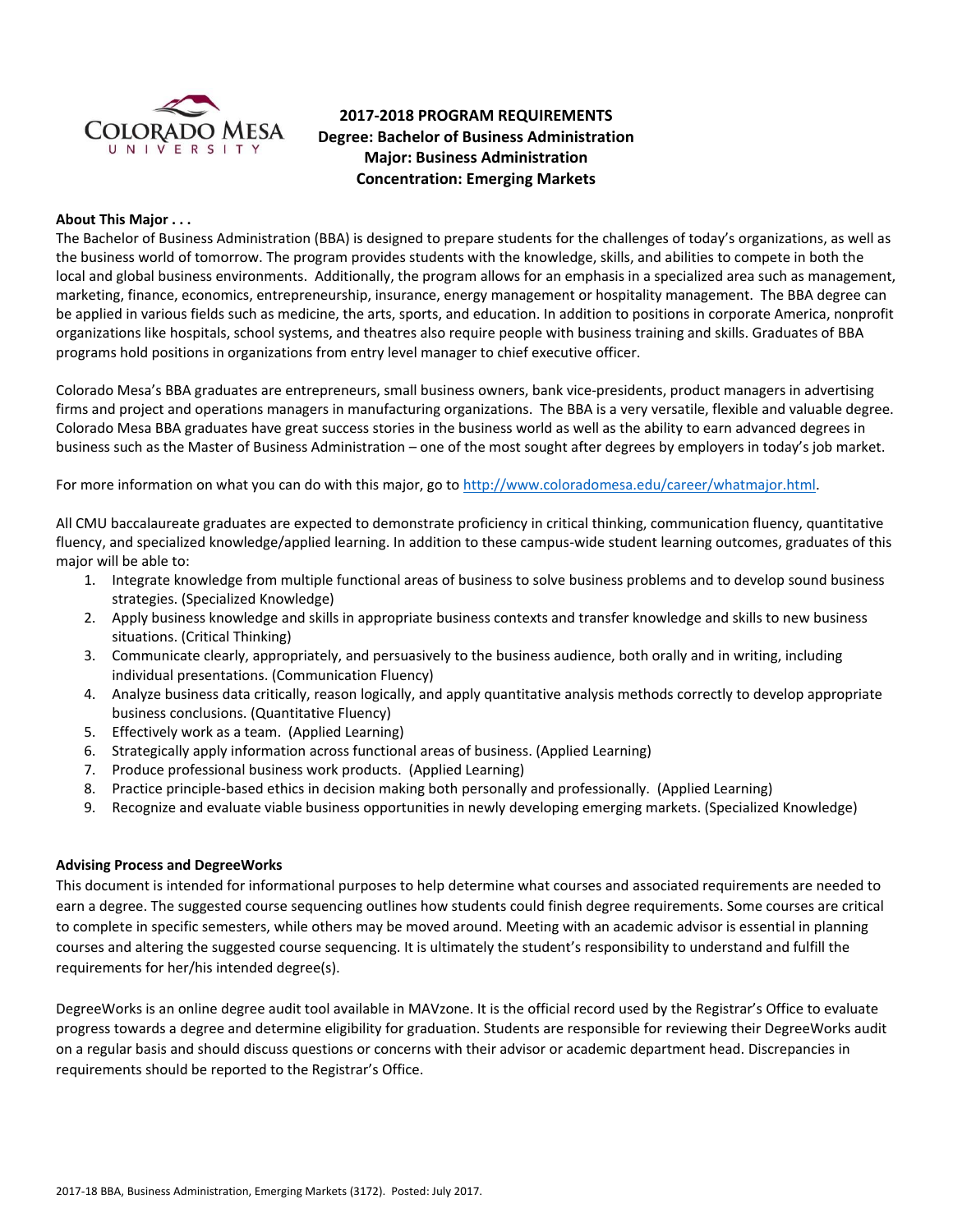# 2017-2018 PROGRAM REQUIREMENTS
## Degree: Bachelor of Business Administration
## Major: Business Administration
## Concentration: Emerging Markets

**About This Major . . .**

The Bachelor of Business Administration (BBA) is designed to prepare students for the challenges of today's organizations, as well as the business world of tomorrow. The program provides students with the knowledge, skills, and abilities to compete in both the local and global business environments. Additionally, the program allows for an emphasis in a specialized area such as management, marketing, finance, economics, entrepreneurship, insurance, energy management or hospitality management. The BBA degree can be applied in various fields such as medicine, the arts, sports, and education. In addition to positions in corporate America, nonprofit organizations like hospitals, school systems, and theatres also require people with business training and skills. Graduates of BBA programs hold positions in organizations from entry level manager to chief executive officer.

Colorado Mesa's BBA graduates are entrepreneurs, small business owners, bank vice-presidents, product managers in advertising firms and project and operations managers in manufacturing organizations. The BBA is a very versatile, flexible and valuable degree. Colorado Mesa BBA graduates have great success stories in the business world as well as the ability to earn advanced degrees in business such as the Master of Business Administration – one of the most sought after degrees by employers in today's job market.

For more information on what you can do with this major, go to http://www.coloradomesa.edu/career/whatmajor.html.

All CMU baccalaureate graduates are expected to demonstrate proficiency in critical thinking, communication fluency, quantitative fluency, and specialized knowledge/applied learning. In addition to these campus-wide student learning outcomes, graduates of this major will be able to:

1. Integrate knowledge from multiple functional areas of business to solve business problems and to develop sound business strategies. (Specialized Knowledge)
2. Apply business knowledge and skills in appropriate business contexts and transfer knowledge and skills to new business situations. (Critical Thinking)
3. Communicate clearly, appropriately, and persuasively to the business audience, both orally and in writing, including individual presentations. (Communication Fluency)
4. Analyze business data critically, reason logically, and apply quantitative analysis methods correctly to develop appropriate business conclusions. (Quantitative Fluency)
5. Effectively work as a team. (Applied Learning)
6. Strategically apply information across functional areas of business. (Applied Learning)
7. Produce professional business work products. (Applied Learning)
8. Practice principle-based ethics in decision making both personally and professionally. (Applied Learning)
9. Recognize and evaluate viable business opportunities in newly developing emerging markets. (Specialized Knowledge)

**Advising Process and DegreeWorks**

This document is intended for informational purposes to help determine what courses and associated requirements are needed to earn a degree. The suggested course sequencing outlines how students could finish degree requirements. Some courses are critical to complete in specific semesters, while others may be moved around. Meeting with an academic advisor is essential in planning courses and altering the suggested course sequencing. It is ultimately the student's responsibility to understand and fulfill the requirements for her/his intended degree(s).

DegreeWorks is an online degree audit tool available in MAVzone. It is the official record used by the Registrar's Office to evaluate progress towards a degree and determine eligibility for graduation. Students are responsible for reviewing their DegreeWorks audit on a regular basis and should discuss questions or concerns with their advisor or academic department head. Discrepancies in requirements should be reported to the Registrar's Office.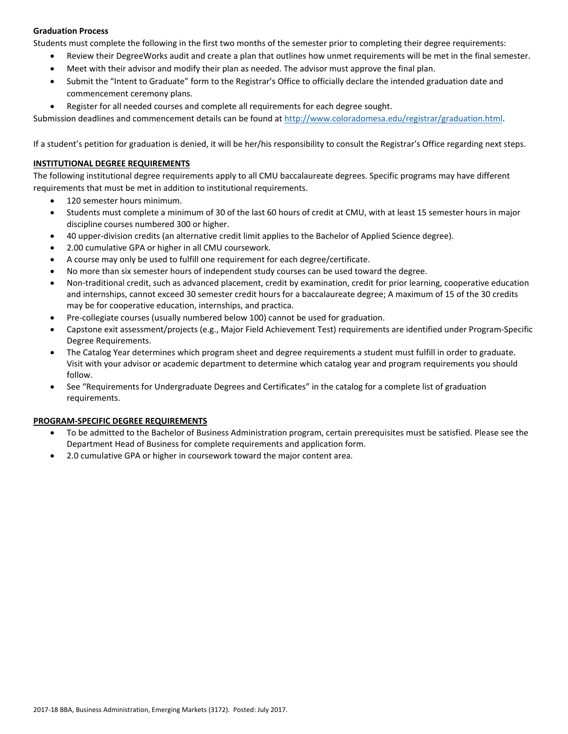**Graduation Process**

Students must complete the following in the first two months of the semester prior to completing their degree requirements:

- Review their DegreeWorks audit and create a plan that outlines how unmet requirements will be met in the final semester.
- Meet with their advisor and modify their plan as needed. The advisor must approve the final plan.
- Submit the "Intent to Graduate" form to the Registrar's Office to officially declare the intended graduation date and commencement ceremony plans.
- Register for all needed courses and complete all requirements for each degree sought.

Submission deadlines and commencement details can be found at [http://www.coloradomesa.edu/registrar/graduation.html](http://www.coloradomesa.edu/registrar/graduation.html).

If a student's petition for graduation is denied, it will be her/his responsibility to consult the Registrar's Office regarding next steps.

## INSTITUTIONAL DEGREE REQUIREMENTS

The following institutional degree requirements apply to all CMU baccalaureate degrees. Specific programs may have different requirements that must be met in addition to institutional requirements.

- 120 semester hours minimum.
- Students must complete a minimum of 30 of the last 60 hours of credit at CMU, with at least 15 semester hours in major discipline courses numbered 300 or higher.
- 40 upper-division credits (an alternative credit limit applies to the Bachelor of Applied Science degree).
- 2.00 cumulative GPA or higher in all CMU coursework.
- A course may only be used to fulfill one requirement for each degree/certificate.
- No more than six semester hours of independent study courses can be used toward the degree.
- Non-traditional credit, such as advanced placement, credit by examination, credit for prior learning, cooperative education and internships, cannot exceed 30 semester credit hours for a baccalaureate degree; A maximum of 15 of the 30 credits may be for cooperative education, internships, and practica.
- Pre-collegiate courses (usually numbered below 100) cannot be used for graduation.
- Capstone exit assessment/projects (e.g., Major Field Achievement Test) requirements are identified under Program-Specific Degree Requirements.
- The Catalog Year determines which program sheet and degree requirements a student must fulfill in order to graduate. Visit with your advisor or academic department to determine which catalog year and program requirements you should follow.
- See "Requirements for Undergraduate Degrees and Certificates" in the catalog for a complete list of graduation requirements.

## PROGRAM-SPECIFIC DEGREE REQUIREMENTS

- To be admitted to the Bachelor of Business Administration program, certain prerequisites must be satisfied. Please see the Department Head of Business for complete requirements and application form.
- 2.0 cumulative GPA or higher in coursework toward the major content area.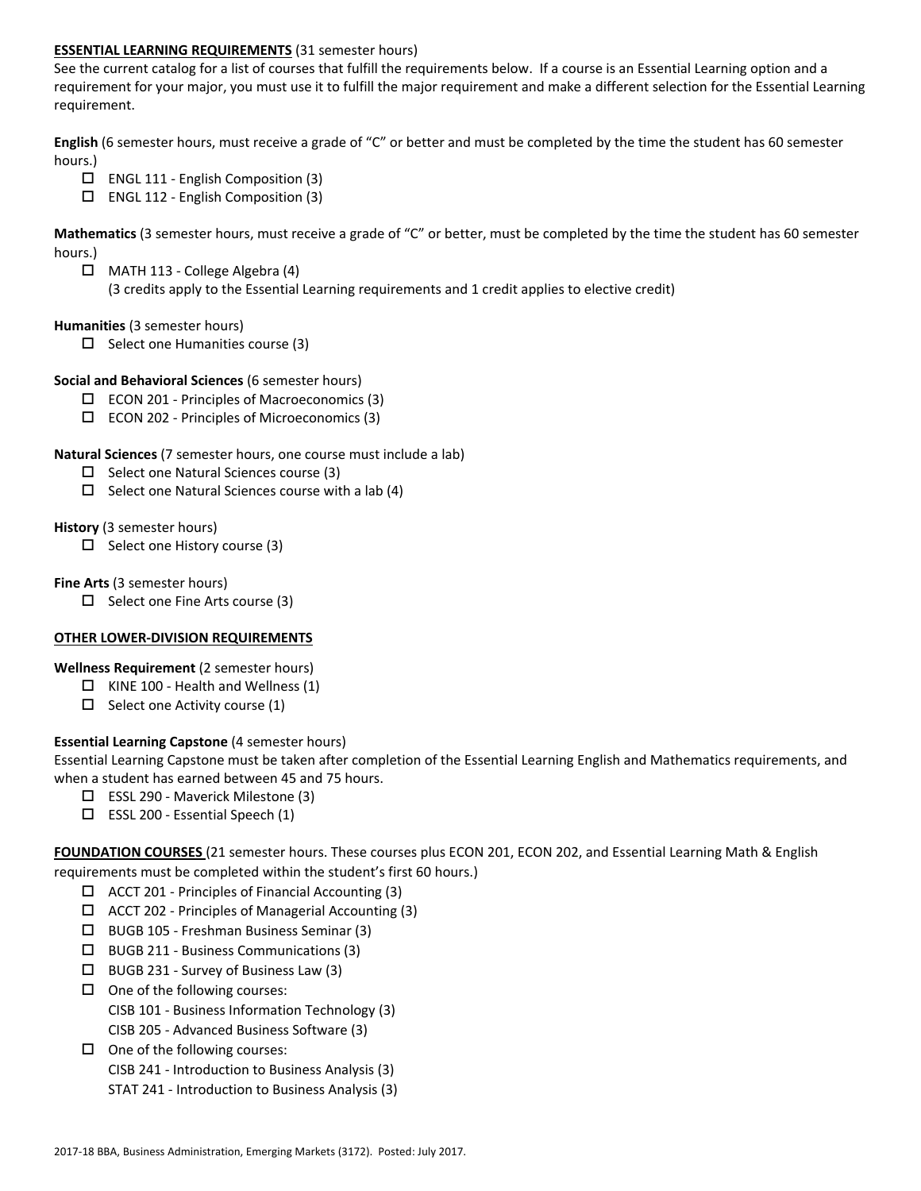**ESSENTIAL LEARNING REQUIREMENTS** (31 semester hours)
See the current catalog for a list of courses that fulfill the requirements below. If a course is an Essential Learning option and a requirement for your major, you must use it to fulfill the major requirement and make a different selection for the Essential Learning requirement.

**English** (6 semester hours, must receive a grade of "C" or better and must be completed by the time the student has 60 semester hours.)

- ☐ ENGL 111 - English Composition (3)
- ☐ ENGL 112 - English Composition (3)

**Mathematics** (3 semester hours, must receive a grade of "C" or better, must be completed by the time the student has 60 semester hours.)

- ☐ MATH 113 - College Algebra (4)
  (3 credits apply to the Essential Learning requirements and 1 credit applies to elective credit)

**Humanities** (3 semester hours)

- ☐ Select one Humanities course (3)

**Social and Behavioral Sciences** (6 semester hours)

- ☐ ECON 201 - Principles of Macroeconomics (3)
- ☐ ECON 202 - Principles of Microeconomics (3)

**Natural Sciences** (7 semester hours, one course must include a lab)

- ☐ Select one Natural Sciences course (3)
- ☐ Select one Natural Sciences course with a lab (4)

**History** (3 semester hours)

- ☐ Select one History course (3)

**Fine Arts** (3 semester hours)

- ☐ Select one Fine Arts course (3)

**OTHER LOWER-DIVISION REQUIREMENTS**

**Wellness Requirement** (2 semester hours)

- ☐ KINE 100 - Health and Wellness (1)
- ☐ Select one Activity course (1)

**Essential Learning Capstone** (4 semester hours)
Essential Learning Capstone must be taken after completion of the Essential Learning English and Mathematics requirements, and when a student has earned between 45 and 75 hours.

- ☐ ESSL 290 - Maverick Milestone (3)
- ☐ ESSL 200 - Essential Speech (1)

**FOUNDATION COURSES** (21 semester hours. These courses plus ECON 201, ECON 202, and Essential Learning Math & English requirements must be completed within the student's first 60 hours.)

- ☐ ACCT 201 - Principles of Financial Accounting (3)
- ☐ ACCT 202 - Principles of Managerial Accounting (3)
- ☐ BUGB 105 - Freshman Business Seminar (3)
- ☐ BUGB 211 - Business Communications (3)
- ☐ BUGB 231 - Survey of Business Law (3)
- ☐ One of the following courses:
  CISB 101 - Business Information Technology (3)
  CISB 205 - Advanced Business Software (3)
- ☐ One of the following courses:
  CISB 241 - Introduction to Business Analysis (3)
  STAT 241 - Introduction to Business Analysis (3)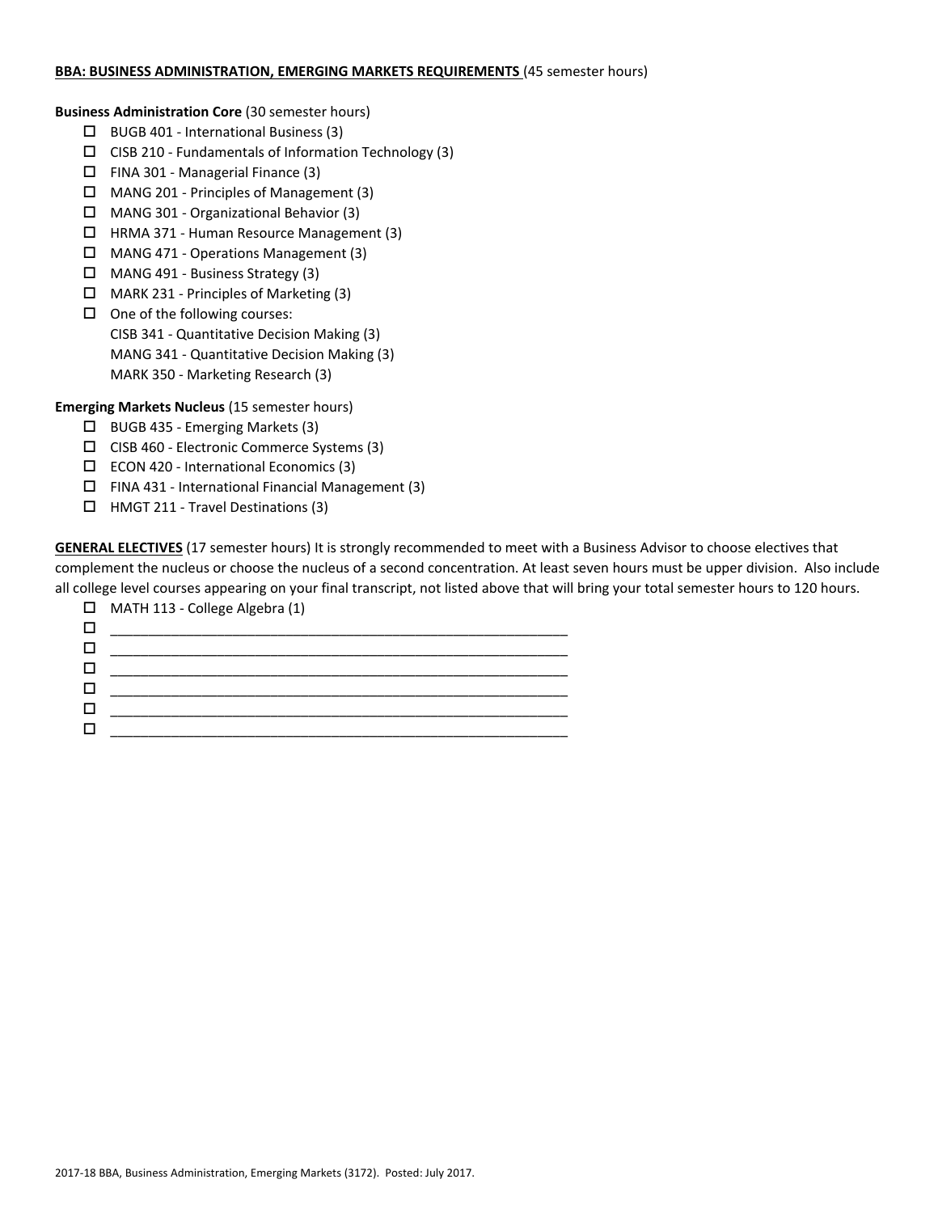**BBA: BUSINESS ADMINISTRATION, EMERGING MARKETS REQUIREMENTS** (45 semester hours)

**Business Administration Core** (30 semester hours)

- ☐ BUGB 401 - International Business (3)
- ☐ CISB 210 - Fundamentals of Information Technology (3)
- ☐ FINA 301 - Managerial Finance (3)
- ☐ MANG 201 - Principles of Management (3)
- ☐ MANG 301 - Organizational Behavior (3)
- ☐ HRMA 371 - Human Resource Management (3)
- ☐ MANG 471 - Operations Management (3)
- ☐ MANG 491 - Business Strategy (3)
- ☐ MARK 231 - Principles of Marketing (3)
- ☐ One of the following courses:
  CISB 341 - Quantitative Decision Making (3)
  MANG 341 - Quantitative Decision Making (3)
  MARK 350 - Marketing Research (3)

**Emerging Markets Nucleus** (15 semester hours)

- ☐ BUGB 435 - Emerging Markets (3)
- ☐ CISB 460 - Electronic Commerce Systems (3)
- ☐ ECON 420 - International Economics (3)
- ☐ FINA 431 - International Financial Management (3)
- ☐ HMGT 211 - Travel Destinations (3)

**GENERAL ELECTIVES** (17 semester hours) It is strongly recommended to meet with a Business Advisor to choose electives that complement the nucleus or choose the nucleus of a second concentration. At least seven hours must be upper division. Also include all college level courses appearing on your final transcript, not listed above that will bring your total semester hours to 120 hours.

- ☐ MATH 113 - College Algebra (1)
- ☐ ____________________________________________
- ☐ ____________________________________________
- ☐ ____________________________________________
- ☐ ____________________________________________
- ☐ ____________________________________________
- ☐ ____________________________________________

2017-18 BBA, Business Administration, Emerging Markets (3172). Posted: July 2017.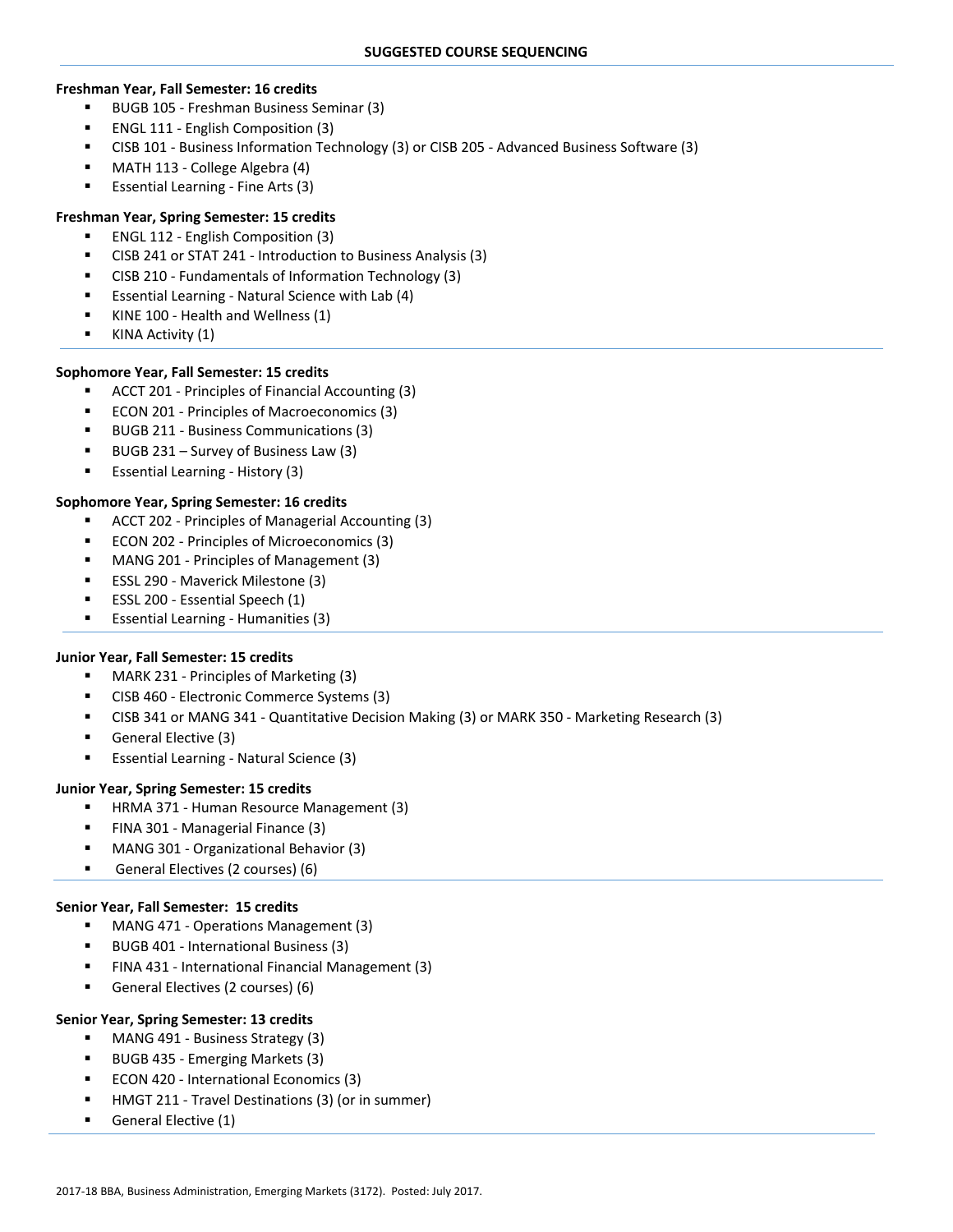## SUGGESTED COURSE SEQUENCING

**Freshman Year, Fall Semester: 16 credits**

- BUGB 105 - Freshman Business Seminar (3)
- ENGL 111 - English Composition (3)
- CISB 101 - Business Information Technology (3) or CISB 205 - Advanced Business Software (3)
- MATH 113 - College Algebra (4)
- Essential Learning - Fine Arts (3)

**Freshman Year, Spring Semester: 15 credits**

- ENGL 112 - English Composition (3)
- CISB 241 or STAT 241 - Introduction to Business Analysis (3)
- CISB 210 - Fundamentals of Information Technology (3)
- Essential Learning - Natural Science with Lab (4)
- KINE 100 - Health and Wellness (1)
- KINA Activity (1)

**Sophomore Year, Fall Semester: 15 credits**

- ACCT 201 - Principles of Financial Accounting (3)
- ECON 201 - Principles of Macroeconomics (3)
- BUGB 211 - Business Communications (3)
- BUGB 231 – Survey of Business Law (3)
- Essential Learning - History (3)

**Sophomore Year, Spring Semester: 16 credits**

- ACCT 202 - Principles of Managerial Accounting (3)
- ECON 202 - Principles of Microeconomics (3)
- MANG 201 - Principles of Management (3)
- ESSL 290 - Maverick Milestone (3)
- ESSL 200 - Essential Speech (1)
- Essential Learning - Humanities (3)

**Junior Year, Fall Semester: 15 credits**

- MARK 231 - Principles of Marketing (3)
- CISB 460 - Electronic Commerce Systems (3)
- CISB 341 or MANG 341 - Quantitative Decision Making (3) or MARK 350 - Marketing Research (3)
- General Elective (3)
- Essential Learning - Natural Science (3)

**Junior Year, Spring Semester: 15 credits**

- HRMA 371 - Human Resource Management (3)
- FINA 301 - Managerial Finance (3)
- MANG 301 - Organizational Behavior (3)
- General Electives (2 courses) (6)

**Senior Year, Fall Semester: 15 credits**

- MANG 471 - Operations Management (3)
- BUGB 401 - International Business (3)
- FINA 431 - International Financial Management (3)
- General Electives (2 courses) (6)

**Senior Year, Spring Semester: 13 credits**

- MANG 491 - Business Strategy (3)
- BUGB 435 - Emerging Markets (3)
- ECON 420 - International Economics (3)
- HMGT 211 - Travel Destinations (3) (or in summer)
- General Elective (1)

2017-18 BBA, Business Administration, Emerging Markets (3172). Posted: July 2017.